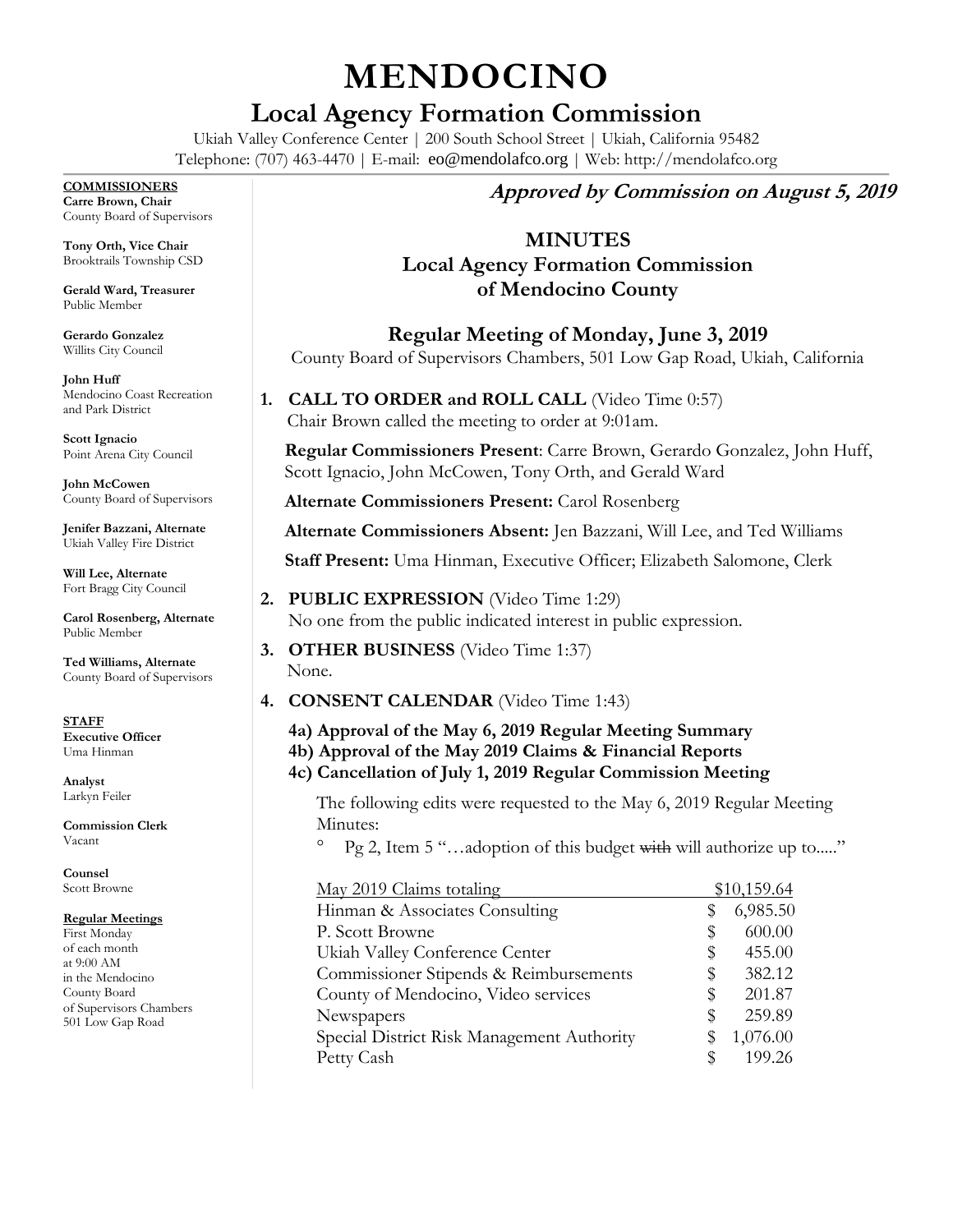# MENDOCINO

## Local Agency Formation Commission

Ukiah Valley Conference Center | 200 South School Street | Ukiah, California 95482
Telephone: (707) 463-4470 | E-mail: eo@mendolafco.org | Web: http://mendolafco.org

**COMMISSIONERS**
**Carre Brown, Chair**
County Board of Supervisors

**Tony Orth, Vice Chair**
Brooktrails Township CSD

**Gerald Ward, Treasurer**
Public Member

**Gerardo Gonzalez**
Willits City Council

**John Huff**
Mendocino Coast Recreation and Park District

**Scott Ignacio**
Point Arena City Council

**John McCowen**
County Board of Supervisors

**Jenifer Bazzani, Alternate**
Ukiah Valley Fire District

**Will Lee, Alternate**
Fort Bragg City Council

**Carol Rosenberg, Alternate**
Public Member

**Ted Williams, Alternate**
County Board of Supervisors

**STAFF**
**Executive Officer**
Uma Hinman

**Analyst**
Larkyn Feiler

**Commission Clerk**
Vacant

**Counsel**
Scott Browne

**Regular Meetings**
First Monday of each month at 9:00 AM in the Mendocino County Board of Supervisors Chambers 501 Low Gap Road

***Approved by Commission on August 5, 2019***

## MINUTES
## Local Agency Formation Commission of Mendocino County

### Regular Meeting of Monday, June 3, 2019

County Board of Supervisors Chambers, 501 Low Gap Road, Ukiah, California

1. **CALL TO ORDER and ROLL CALL** (Video Time 0:57)
   Chair Brown called the meeting to order at 9:01am.

   **Regular Commissioners Present**: Carre Brown, Gerardo Gonzalez, John Huff, Scott Ignacio, John McCowen, Tony Orth, and Gerald Ward

   **Alternate Commissioners Present:** Carol Rosenberg

   **Alternate Commissioners Absent:** Jen Bazzani, Will Lee, and Ted Williams

   **Staff Present:** Uma Hinman, Executive Officer; Elizabeth Salomone, Clerk

2. **PUBLIC EXPRESSION** (Video Time 1:29)
   No one from the public indicated interest in public expression.

3. **OTHER BUSINESS** (Video Time 1:37)
   None.

4. **CONSENT CALENDAR** (Video Time 1:43)

   **4a) Approval of the May 6, 2019 Regular Meeting Summary**
   **4b) Approval of the May 2019 Claims & Financial Reports**
   **4c) Cancellation of July 1, 2019 Regular Commission Meeting**

   The following edits were requested to the May 6, 2019 Regular Meeting Minutes:

   - Pg 2, Item 5 "…adoption of this budget ~~with~~ will authorize up to....."

| May 2019 Claims totaling | $10,159.64 |
|---|---|
| Hinman & Associates Consulting | $ 6,985.50 |
| P. Scott Browne | $ 600.00 |
| Ukiah Valley Conference Center | $ 455.00 |
| Commissioner Stipends & Reimbursements | $ 382.12 |
| County of Mendocino, Video services | $ 201.87 |
| Newspapers | $ 259.89 |
| Special District Risk Management Authority | $ 1,076.00 |
| Petty Cash | $ 199.26 |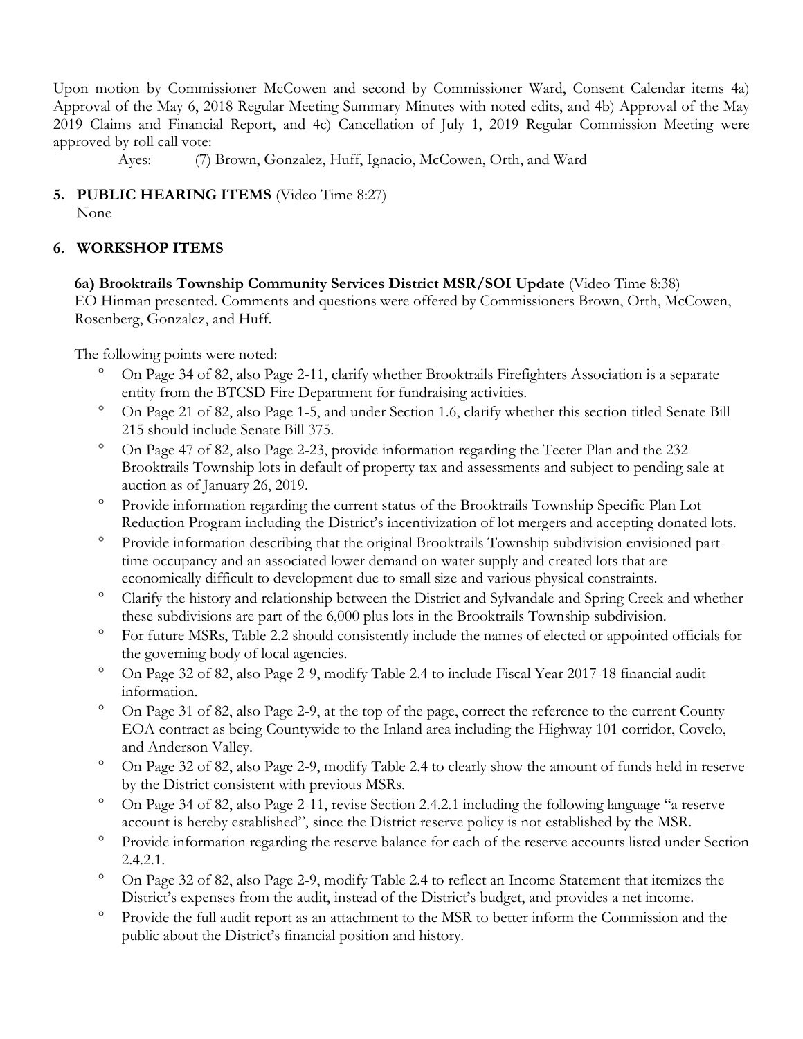Upon motion by Commissioner McCowen and second by Commissioner Ward, Consent Calendar items 4a) Approval of the May 6, 2018 Regular Meeting Summary Minutes with noted edits, and 4b) Approval of the May 2019 Claims and Financial Report, and 4c) Cancellation of July 1, 2019 Regular Commission Meeting were approved by roll call vote:

Ayes: (7) Brown, Gonzalez, Huff, Ignacio, McCowen, Orth, and Ward

**5. PUBLIC HEARING ITEMS** (Video Time 8:27)

None

**6. WORKSHOP ITEMS**

**6a) Brooktrails Township Community Services District MSR/SOI Update** (Video Time 8:38)

EO Hinman presented. Comments and questions were offered by Commissioners Brown, Orth, McCowen, Rosenberg, Gonzalez, and Huff.

The following points were noted:

- On Page 34 of 82, also Page 2-11, clarify whether Brooktrails Firefighters Association is a separate entity from the BTCSD Fire Department for fundraising activities.
- On Page 21 of 82, also Page 1-5, and under Section 1.6, clarify whether this section titled Senate Bill 215 should include Senate Bill 375.
- On Page 47 of 82, also Page 2-23, provide information regarding the Teeter Plan and the 232 Brooktrails Township lots in default of property tax and assessments and subject to pending sale at auction as of January 26, 2019.
- Provide information regarding the current status of the Brooktrails Township Specific Plan Lot Reduction Program including the District's incentivization of lot mergers and accepting donated lots.
- Provide information describing that the original Brooktrails Township subdivision envisioned part-time occupancy and an associated lower demand on water supply and created lots that are economically difficult to development due to small size and various physical constraints.
- Clarify the history and relationship between the District and Sylvandale and Spring Creek and whether these subdivisions are part of the 6,000 plus lots in the Brooktrails Township subdivision.
- For future MSRs, Table 2.2 should consistently include the names of elected or appointed officials for the governing body of local agencies.
- On Page 32 of 82, also Page 2-9, modify Table 2.4 to include Fiscal Year 2017-18 financial audit information.
- On Page 31 of 82, also Page 2-9, at the top of the page, correct the reference to the current County EOA contract as being Countywide to the Inland area including the Highway 101 corridor, Covelo, and Anderson Valley.
- On Page 32 of 82, also Page 2-9, modify Table 2.4 to clearly show the amount of funds held in reserve by the District consistent with previous MSRs.
- On Page 34 of 82, also Page 2-11, revise Section 2.4.2.1 including the following language "a reserve account is hereby established", since the District reserve policy is not established by the MSR.
- Provide information regarding the reserve balance for each of the reserve accounts listed under Section 2.4.2.1.
- On Page 32 of 82, also Page 2-9, modify Table 2.4 to reflect an Income Statement that itemizes the District's expenses from the audit, instead of the District's budget, and provides a net income.
- Provide the full audit report as an attachment to the MSR to better inform the Commission and the public about the District's financial position and history.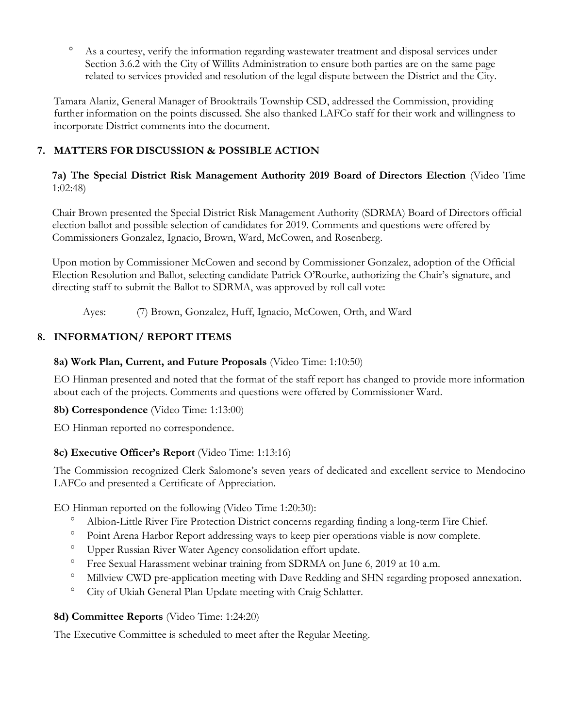- As a courtesy, verify the information regarding wastewater treatment and disposal services under Section 3.6.2 with the City of Willits Administration to ensure both parties are on the same page related to services provided and resolution of the legal dispute between the District and the City.

Tamara Alaniz, General Manager of Brooktrails Township CSD, addressed the Commission, providing further information on the points discussed. She also thanked LAFCo staff for their work and willingness to incorporate District comments into the document.

## 7. MATTERS FOR DISCUSSION & POSSIBLE ACTION

**7a) The Special District Risk Management Authority 2019 Board of Directors Election** (Video Time 1:02:48)

Chair Brown presented the Special District Risk Management Authority (SDRMA) Board of Directors official election ballot and possible selection of candidates for 2019. Comments and questions were offered by Commissioners Gonzalez, Ignacio, Brown, Ward, McCowen, and Rosenberg.

Upon motion by Commissioner McCowen and second by Commissioner Gonzalez, adoption of the Official Election Resolution and Ballot, selecting candidate Patrick O'Rourke, authorizing the Chair's signature, and directing staff to submit the Ballot to SDRMA, was approved by roll call vote:

Ayes: (7) Brown, Gonzalez, Huff, Ignacio, McCowen, Orth, and Ward

## 8. INFORMATION/ REPORT ITEMS

**8a) Work Plan, Current, and Future Proposals** (Video Time: 1:10:50)

EO Hinman presented and noted that the format of the staff report has changed to provide more information about each of the projects. Comments and questions were offered by Commissioner Ward.

**8b) Correspondence** (Video Time: 1:13:00)

EO Hinman reported no correspondence.

**8c) Executive Officer's Report** (Video Time: 1:13:16)

The Commission recognized Clerk Salomone's seven years of dedicated and excellent service to Mendocino LAFCo and presented a Certificate of Appreciation.

EO Hinman reported on the following (Video Time 1:20:30):

- Albion-Little River Fire Protection District concerns regarding finding a long-term Fire Chief.
- Point Arena Harbor Report addressing ways to keep pier operations viable is now complete.
- Upper Russian River Water Agency consolidation effort update.
- Free Sexual Harassment webinar training from SDRMA on June 6, 2019 at 10 a.m.
- Millview CWD pre-application meeting with Dave Redding and SHN regarding proposed annexation.
- City of Ukiah General Plan Update meeting with Craig Schlatter.

**8d) Committee Reports** (Video Time: 1:24:20)

The Executive Committee is scheduled to meet after the Regular Meeting.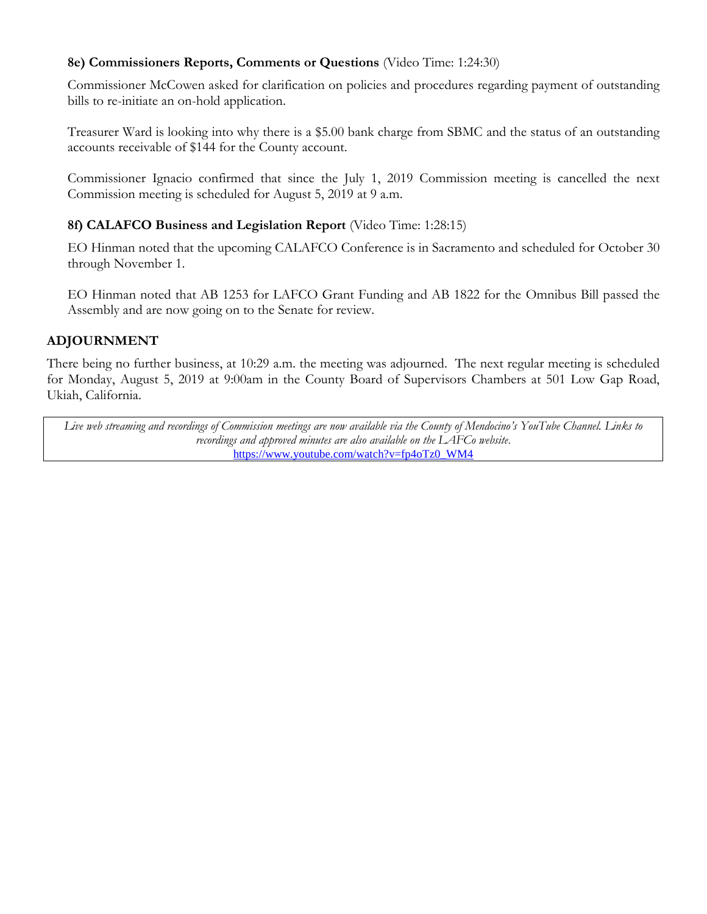**8e) Commissioners Reports, Comments or Questions** (Video Time: 1:24:30)

Commissioner McCowen asked for clarification on policies and procedures regarding payment of outstanding bills to re-initiate an on-hold application.

Treasurer Ward is looking into why there is a $5.00 bank charge from SBMC and the status of an outstanding accounts receivable of $144 for the County account.

Commissioner Ignacio confirmed that since the July 1, 2019 Commission meeting is cancelled the next Commission meeting is scheduled for August 5, 2019 at 9 a.m.

**8f) CALAFCO Business and Legislation Report** (Video Time: 1:28:15)

EO Hinman noted that the upcoming CALAFCO Conference is in Sacramento and scheduled for October 30 through November 1.

EO Hinman noted that AB 1253 for LAFCO Grant Funding and AB 1822 for the Omnibus Bill passed the Assembly and are now going on to the Senate for review.

## ADJOURNMENT

There being no further business, at 10:29 a.m. the meeting was adjourned. The next regular meeting is scheduled for Monday, August 5, 2019 at 9:00am in the County Board of Supervisors Chambers at 501 Low Gap Road, Ukiah, California.

*Live web streaming and recordings of Commission meetings are now available via the County of Mendocino's YouTube Channel. Links to recordings and approved minutes are also available on the LAFCo website.*
https://www.youtube.com/watch?v=fp4oTz0_WM4